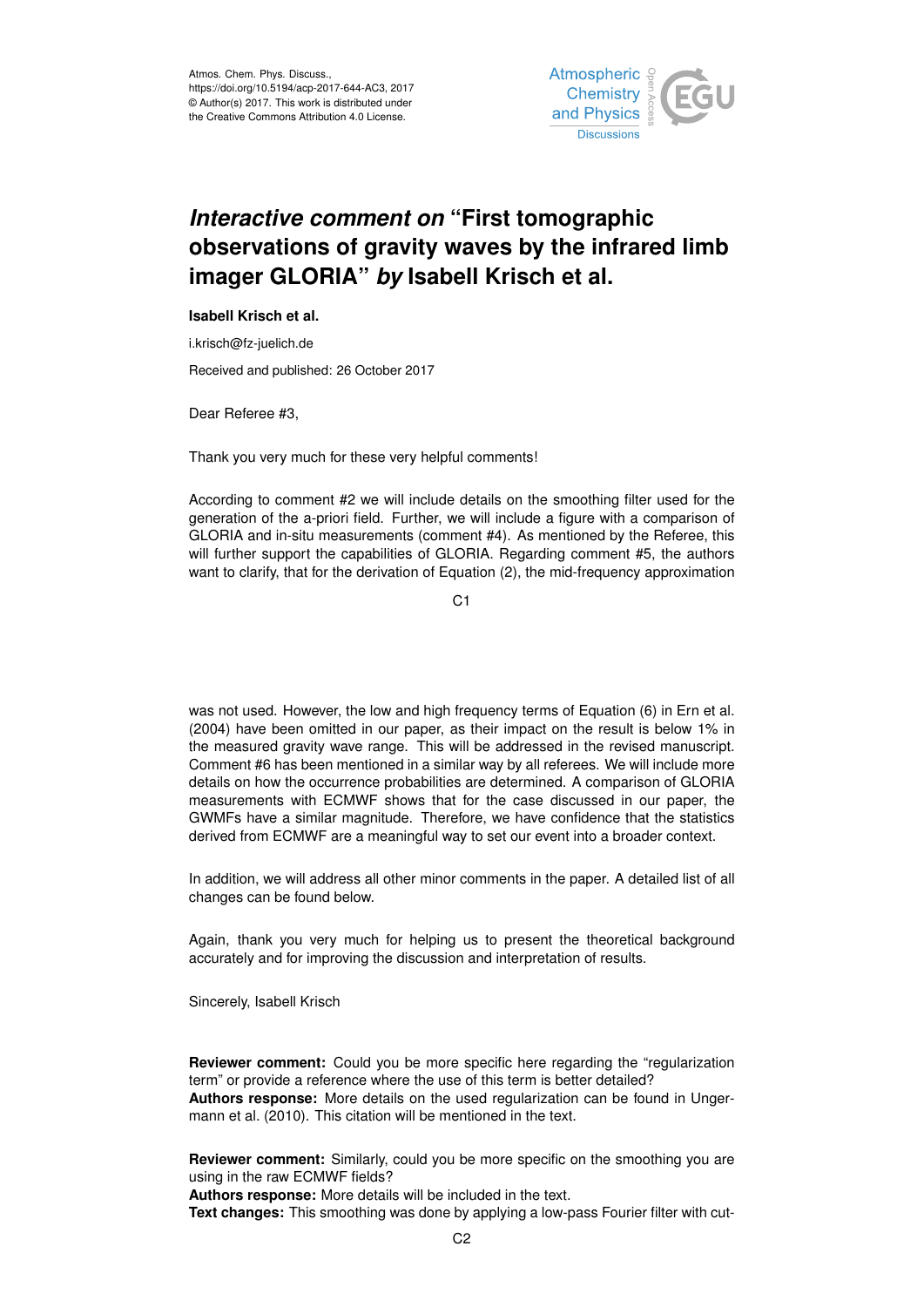Atmos. Chem. Phys. Discuss.,
https://doi.org/10.5194/acp-2017-644-AC3, 2017
© Author(s) 2017. This work is distributed under
the Creative Commons Attribution 4.0 License.

# *Interactive comment on* "First tomographic observations of gravity waves by the infrared limb imager GLORIA" *by* Isabell Krisch et al.

**Isabell Krisch et al.**

i.krisch@fz-juelich.de

Received and published: 26 October 2017

Dear Referee #3,

Thank you very much for these very helpful comments!

According to comment #2 we will include details on the smoothing filter used for the generation of the a-priori field. Further, we will include a figure with a comparison of GLORIA and in-situ measurements (comment #4). As mentioned by the Referee, this will further support the capabilities of GLORIA. Regarding comment #5, the authors want to clarify, that for the derivation of Equation (2), the mid-frequency approximation was not used. However, the low and high frequency terms of Equation (6) in Ern et al. (2004) have been omitted in our paper, as their impact on the result is below 1% in the measured gravity wave range. This will be addressed in the revised manuscript. Comment #6 has been mentioned in a similar way by all referees. We will include more details on how the occurrence probabilities are determined. A comparison of GLORIA measurements with ECMWF shows that for the case discussed in our paper, the GWMFs have a similar magnitude. Therefore, we have confidence that the statistics derived from ECMWF are a meaningful way to set our event into a broader context.

In addition, we will address all other minor comments in the paper. A detailed list of all changes can be found below.

Again, thank you very much for helping us to present the theoretical background accurately and for improving the discussion and interpretation of results.

Sincerely, Isabell Krisch

**Reviewer comment:** Could you be more specific here regarding the "regularization term" or provide a reference where the use of this term is better detailed?
**Authors response:** More details on the used regularization can be found in Ungermann et al. (2010). This citation will be mentioned in the text.

**Reviewer comment:** Similarly, could you be more specific on the smoothing you are using in the raw ECMWF fields?
**Authors response:** More details will be included in the text.
**Text changes:** This smoothing was done by applying a low-pass Fourier filter with cut-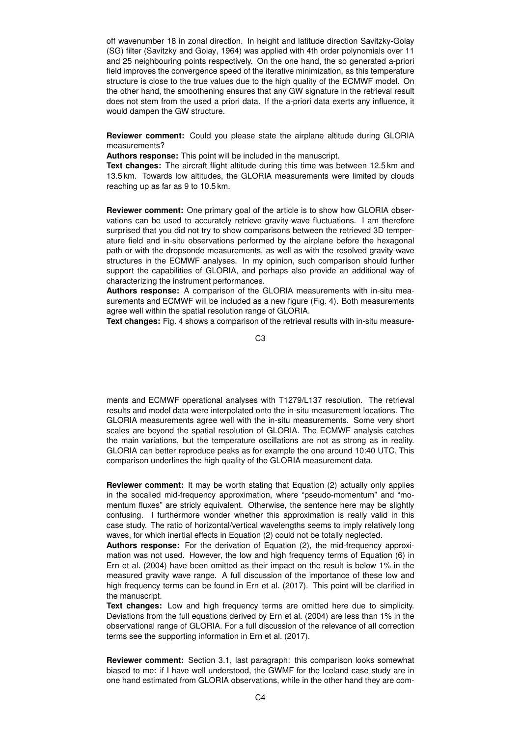off wavenumber 18 in zonal direction. In height and latitude direction Savitzky-Golay (SG) filter (Savitzky and Golay, 1964) was applied with 4th order polynomials over 11 and 25 neighbouring points respectively. On the one hand, the so generated a-priori field improves the convergence speed of the iterative minimization, as this temperature structure is close to the true values due to the high quality of the ECMWF model. On the other hand, the smoothening ensures that any GW signature in the retrieval result does not stem from the used a priori data. If the a-priori data exerts any influence, it would dampen the GW structure.

**Reviewer comment:** Could you please state the airplane altitude during GLORIA measurements?

**Authors response:** This point will be included in the manuscript.

**Text changes:** The aircraft flight altitude during this time was between 12.5 km and 13.5 km. Towards low altitudes, the GLORIA measurements were limited by clouds reaching up as far as 9 to 10.5 km.

**Reviewer comment:** One primary goal of the article is to show how GLORIA observations can be used to accurately retrieve gravity-wave fluctuations. I am therefore surprised that you did not try to show comparisons between the retrieved 3D temperature field and in-situ observations performed by the airplane before the hexagonal path or with the dropsonde measurements, as well as with the resolved gravity-wave structures in the ECMWF analyses. In my opinion, such comparison should further support the capabilities of GLORIA, and perhaps also provide an additional way of characterizing the instrument performances.

**Authors response:** A comparison of the GLORIA measurements with in-situ measurements and ECMWF will be included as a new figure (Fig. 4). Both measurements agree well within the spatial resolution range of GLORIA.

**Text changes:** Fig. 4 shows a comparison of the retrieval results with in-situ measurements and ECMWF operational analyses with T1279/L137 resolution. The retrieval results and model data were interpolated onto the in-situ measurement locations. The GLORIA measurements agree well with the in-situ measurements. Some very short scales are beyond the spatial resolution of GLORIA. The ECMWF analysis catches the main variations, but the temperature oscillations are not as strong as in reality. GLORIA can better reproduce peaks as for example the one around 10:40 UTC. This comparison underlines the high quality of the GLORIA measurement data.

**Reviewer comment:** It may be worth stating that Equation (2) actually only applies in the socalled mid-frequency approximation, where "pseudo-momentum" and "momentum fluxes" are stricly equivalent. Otherwise, the sentence here may be slightly confusing. I furthermore wonder whether this approximation is really valid in this case study. The ratio of horizontal/vertical wavelengths seems to imply relatively long waves, for which inertial effects in Equation (2) could not be totally neglected.

**Authors response:** For the derivation of Equation (2), the mid-frequency approximation was not used. However, the low and high frequency terms of Equation (6) in Ern et al. (2004) have been omitted as their impact on the result is below 1% in the measured gravity wave range. A full discussion of the importance of these low and high frequency terms can be found in Ern et al. (2017). This point will be clarified in the manuscript.

**Text changes:** Low and high frequency terms are omitted here due to simplicity. Deviations from the full equations derived by Ern et al. (2004) are less than 1% in the observational range of GLORIA. For a full discussion of the relevance of all correction terms see the supporting information in Ern et al. (2017).

**Reviewer comment:** Section 3.1, last paragraph: this comparison looks somewhat biased to me: if I have well understood, the GWMF for the Iceland case study are in one hand estimated from GLORIA observations, while in the other hand they are com-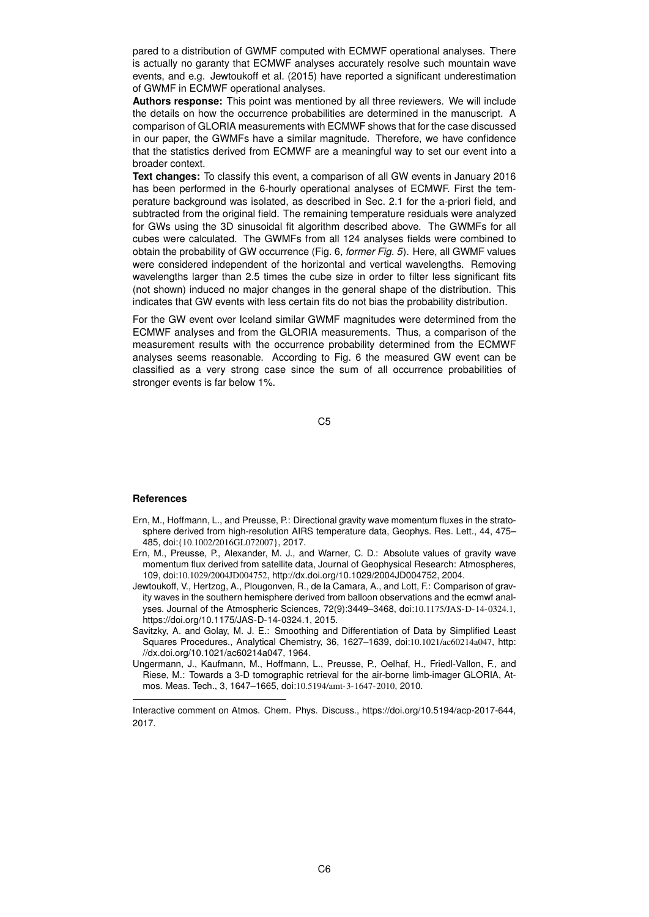pared to a distribution of GWMF computed with ECMWF operational analyses. There is actually no garanty that ECMWF analyses accurately resolve such mountain wave events, and e.g. Jewtoukoff et al. (2015) have reported a significant underestimation of GWMF in ECMWF operational analyses.

**Authors response:** This point was mentioned by all three reviewers. We will include the details on how the occurrence probabilities are determined in the manuscript. A comparison of GLORIA measurements with ECMWF shows that for the case discussed in our paper, the GWMFs have a similar magnitude. Therefore, we have confidence that the statistics derived from ECMWF are a meaningful way to set our event into a broader context.

**Text changes:** To classify this event, a comparison of all GW events in January 2016 has been performed in the 6-hourly operational analyses of ECMWF. First the temperature background was isolated, as described in Sec. 2.1 for the a-priori field, and subtracted from the original field. The remaining temperature residuals were analyzed for GWs using the 3D sinusoidal fit algorithm described above. The GWMFs for all cubes were calculated. The GWMFs from all 124 analyses fields were combined to obtain the probability of GW occurrence (Fig. 6, *former Fig. 5*). Here, all GWMF values were considered independent of the horizontal and vertical wavelengths. Removing wavelengths larger than 2.5 times the cube size in order to filter less significant fits (not shown) induced no major changes in the general shape of the distribution. This indicates that GW events with less certain fits do not bias the probability distribution.

For the GW event over Iceland similar GWMF magnitudes were determined from the ECMWF analyses and from the GLORIA measurements. Thus, a comparison of the measurement results with the occurrence probability determined from the ECMWF analyses seems reasonable. According to Fig. 6 the measured GW event can be classified as a very strong case since the sum of all occurrence probabilities of stronger events is far below 1%.

## References

Ern, M., Hoffmann, L., and Preusse, P.: Directional gravity wave momentum fluxes in the stratosphere derived from high-resolution AIRS temperature data, Geophys. Res. Lett., 44, 475–485, doi:{10.1002/2016GL072007}, 2017.

Ern, M., Preusse, P., Alexander, M. J., and Warner, C. D.: Absolute values of gravity wave momentum flux derived from satellite data, Journal of Geophysical Research: Atmospheres, 109, doi:10.1029/2004JD004752, http://dx.doi.org/10.1029/2004JD004752, 2004.

Jewtoukoff, V., Hertzog, A., Plougonven, R., de la Camara, A., and Lott, F.: Comparison of gravity waves in the southern hemisphere derived from balloon observations and the ecmwf analyses. Journal of the Atmospheric Sciences, 72(9):3449–3468, doi:10.1175/JAS-D-14-0324.1, https://doi.org/10.1175/JAS-D-14-0324.1, 2015.

Savitzky, A. and Golay, M. J. E.: Smoothing and Differentiation of Data by Simplified Least Squares Procedures., Analytical Chemistry, 36, 1627–1639, doi:10.1021/ac60214a047, http://dx.doi.org/10.1021/ac60214a047, 1964.

Ungermann, J., Kaufmann, M., Hoffmann, L., Preusse, P., Oelhaf, H., Friedl-Vallon, F., and Riese, M.: Towards a 3-D tomographic retrieval for the air-borne limb-imager GLORIA, Atmos. Meas. Tech., 3, 1647–1665, doi:10.5194/amt-3-1647-2010, 2010.

---

Interactive comment on Atmos. Chem. Phys. Discuss., https://doi.org/10.5194/acp-2017-644, 2017.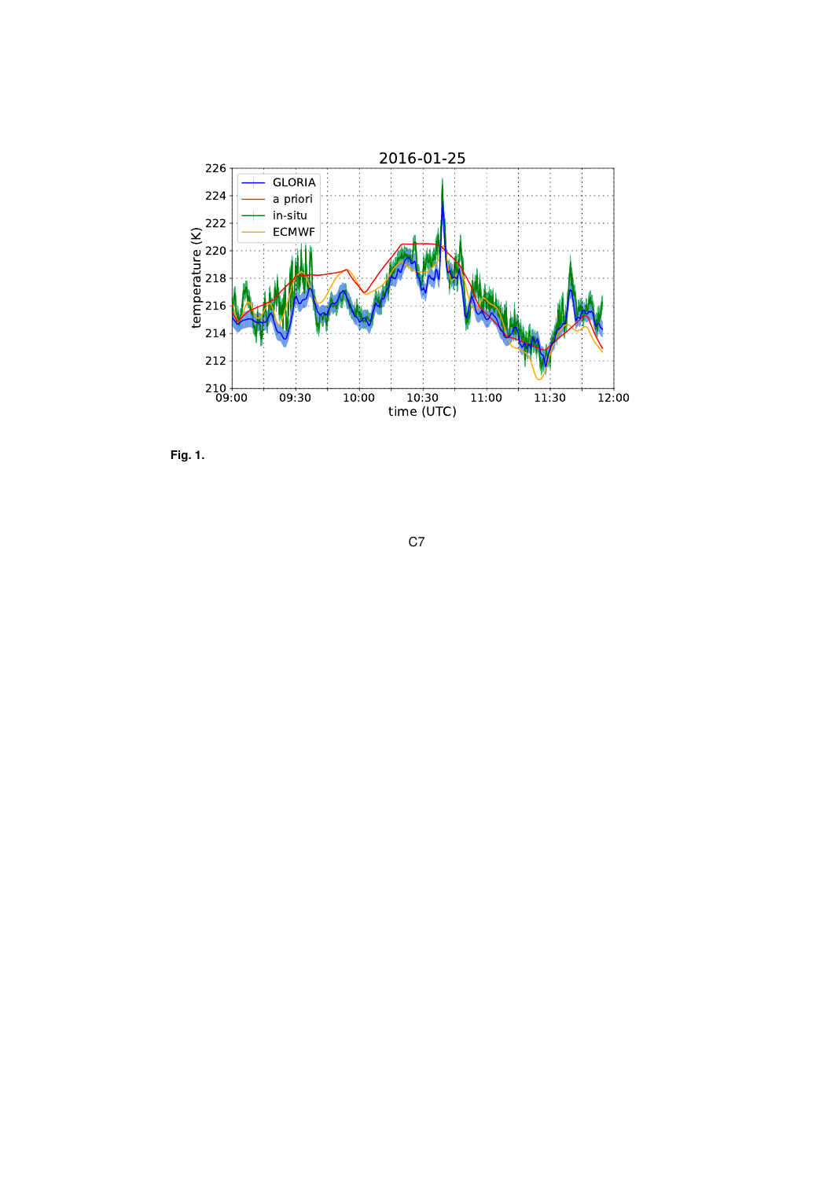2016-01-25

226
224
222
220
218
216
214
212
210

temperature (K)

GLORIA
a priori
in-situ
ECMWF

09:00
09:30
10:00
10:30
11:00
11:30
12:00

time (UTC)

**Fig. 1.**